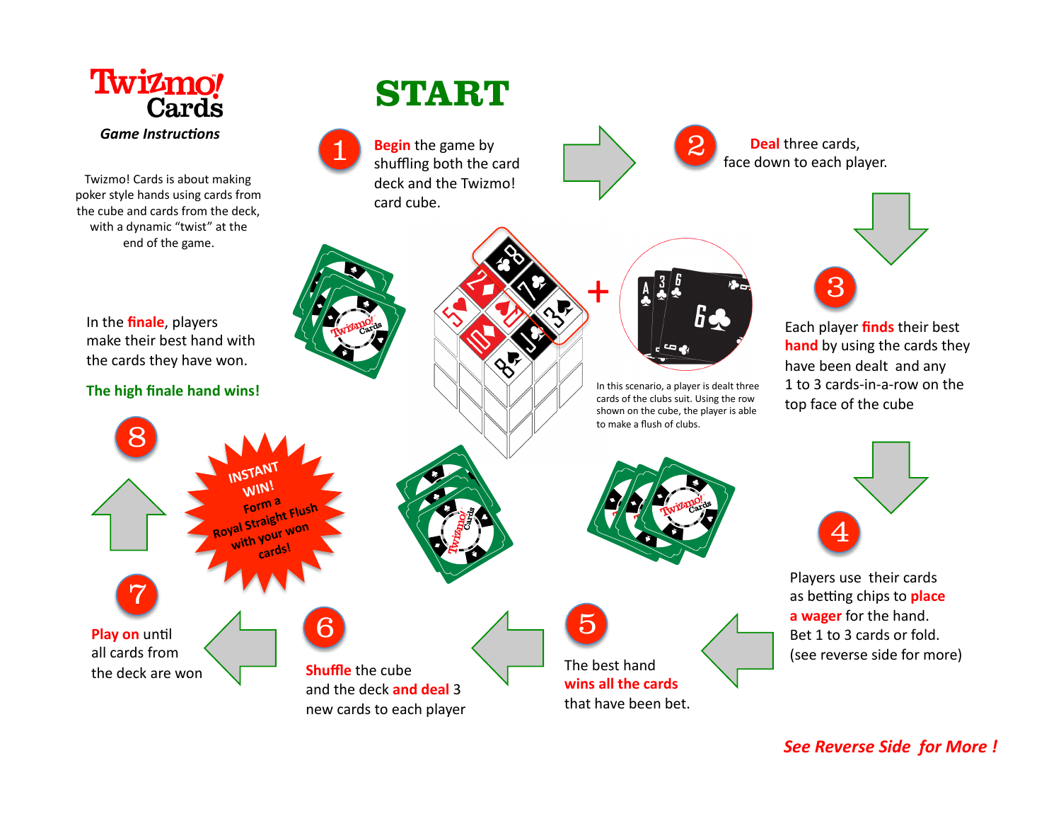# Twizmo! Cards

***Game Instructions***

Twizmo! Cards is about making poker style hands using cards from the cube and cards from the deck, with a dynamic "twist" at the end of the game.

## START

1. **Begin** the game by shuffling both the card deck and the Twizmo! card cube.

2. **Deal** three cards, face down to each player.

3. Each player **finds** their best **hand** by using the cards they have dealt and any 1 to 3 cards-in-a-row on the top face of the cube

In this scenario, a player is dealt three cards of the clubs suit. Using the row shown on the cube, the player is able to make a flush of clubs.

4. Players use their cards as betting chips to **place a wager** for the hand. Bet 1 to 3 cards or fold. (see reverse side for more)

5. The best hand **wins all the cards** that have been bet.

6. **Shuffle** the cube and the deck **and deal** 3 new cards to each player

7. **Play on** until all cards from the deck are won

**INSTANT WIN!** Form a Royal Straight Flush with your won cards!

8. In the **finale**, players make their best hand with the cards they have won.

**The high finale hand wins!**

***See Reverse Side for More !***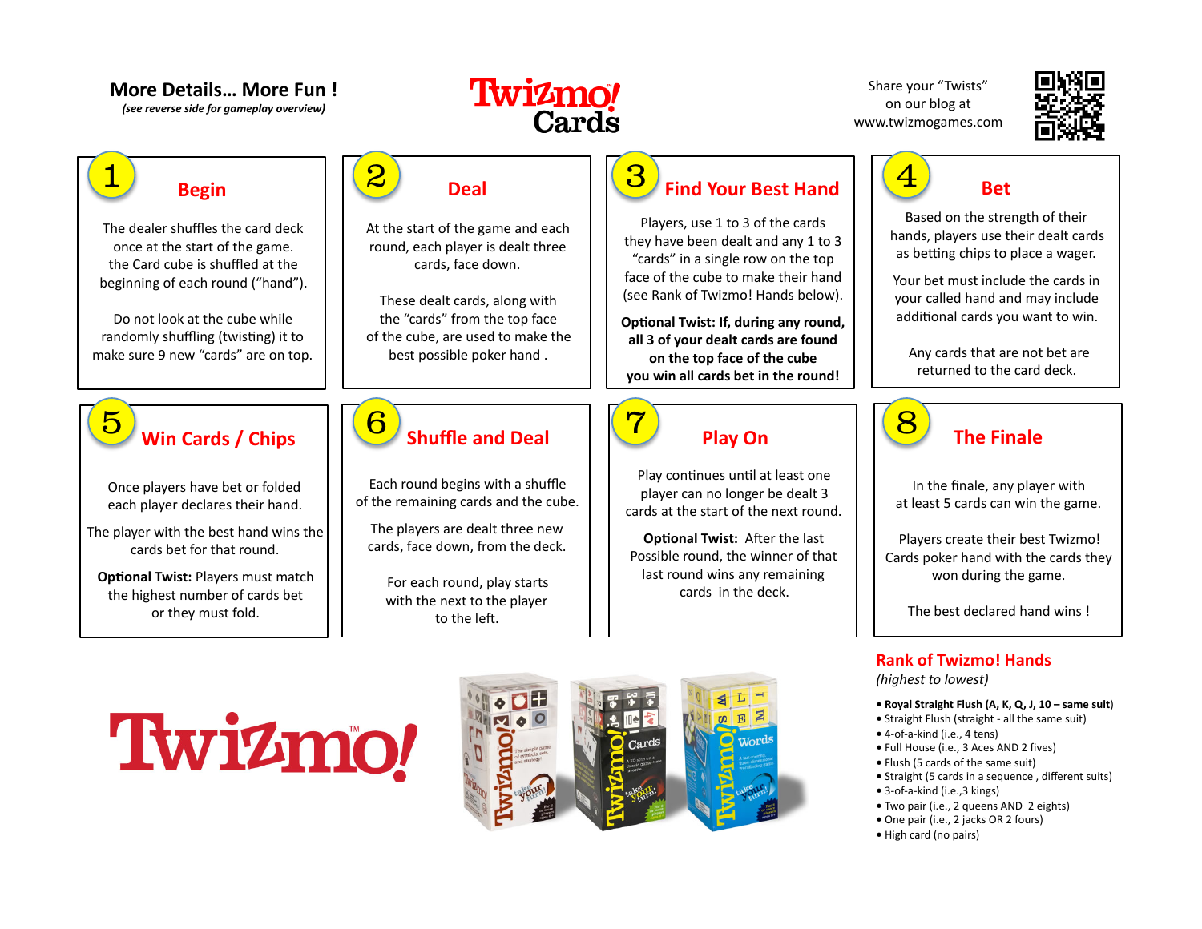# Twizmo! Cards

## More Details… More Fun !

*(see reverse side for gameplay overview)*

Share your "Twists" on our blog at www.twizmogames.com

### 1 Begin

The dealer shuffles the card deck once at the start of the game. the Card cube is shuffled at the beginning of each round ("hand").

Do not look at the cube while randomly shuffling (twisting) it to make sure 9 new "cards" are on top.

### 2 Deal

At the start of the game and each round, each player is dealt three cards, face down.

These dealt cards, along with the "cards" from the top face of the cube, are used to make the best possible poker hand .

### 3 Find Your Best Hand

Players, use 1 to 3 of the cards they have been dealt and any 1 to 3 "cards" in a single row on the top face of the cube to make their hand (see Rank of Twizmo! Hands below).

**Optional Twist: If, during any round, all 3 of your dealt cards are found on the top face of the cube you win all cards bet in the round!**

### 4 Bet

Based on the strength of their hands, players use their dealt cards as betting chips to place a wager.

Your bet must include the cards in your called hand and may include additional cards you want to win.

Any cards that are not bet are returned to the card deck.

### 5 Win Cards / Chips

Once players have bet or folded each player declares their hand.

The player with the best hand wins the cards bet for that round.

**Optional Twist:** Players must match the highest number of cards bet or they must fold.

### 6 Shuffle and Deal

Each round begins with a shuffle of the remaining cards and the cube.

The players are dealt three new cards, face down, from the deck.

For each round, play starts with the next to the player to the left.

### 7 Play On

Play continues until at least one player can no longer be dealt 3 cards at the start of the next round.

**Optional Twist:** After the last Possible round, the winner of that last round wins any remaining cards in the deck.

### 8 The Finale

In the finale, any player with at least 5 cards can win the game.

Players create their best Twizmo! Cards poker hand with the cards they won during the game.

The best declared hand wins !

## Rank of Twizmo! Hands

*(highest to lowest)*

- **Royal Straight Flush (A, K, Q, J, 10 – same suit**)
- Straight Flush (straight - all the same suit)
- 4-of-a-kind (i.e., 4 tens)
- Full House (i.e., 3 Aces AND 2 fives)
- Flush (5 cards of the same suit)
- Straight (5 cards in a sequence , different suits)
- 3-of-a-kind (i.e.,3 kings)
- Two pair (i.e., 2 queens AND 2 eights)
- One pair (i.e., 2 jacks OR 2 fours)
- High card (no pairs)

Twizmo!™